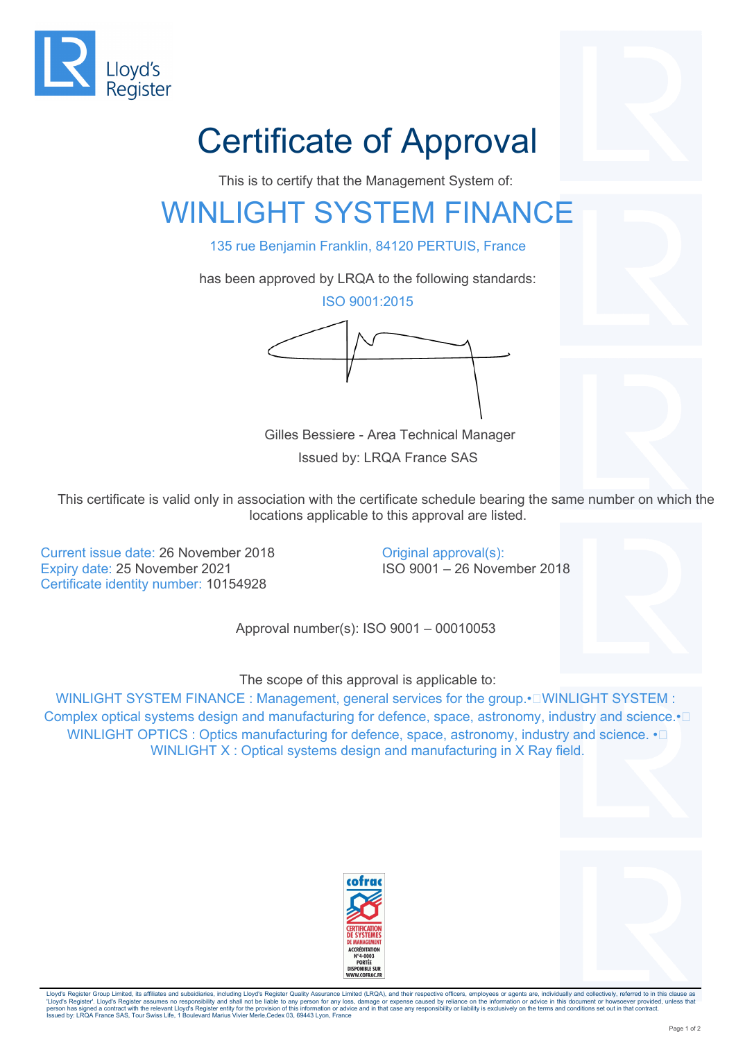Lloyd's Register

# Certificate of Approval

This is to certify that the Management System of:

## WINLIGHT SYSTEM FINANCE

135 rue Benjamin Franklin, 84120 PERTUIS, France

has been approved by LRQA to the following standards:

ISO 9001:2015

Gilles Bessiere - Area Technical Manager

Issued by: LRQA France SAS

This certificate is valid only in association with the certificate schedule bearing the same number on which the locations applicable to this approval are listed.

Current issue date: 26 November 2018
Expiry date: 25 November 2021
Certificate identity number: 10154928

Original approval(s):
ISO 9001 – 26 November 2018

Approval number(s): ISO 9001 – 00010053

The scope of this approval is applicable to:

WINLIGHT SYSTEM FINANCE : Management, general services for the group.• WINLIGHT SYSTEM : Complex optical systems design and manufacturing for defence, space, astronomy, industry and science.• WINLIGHT OPTICS : Optics manufacturing for defence, space, astronomy, industry and science. • WINLIGHT X : Optical systems design and manufacturing in X Ray field.

cofrac
CERTIFICATION DE SYSTEMES DE MANAGEMENT
ACCRÉDITATION N°4-0003
PORTÉE DISPONIBLE SUR WWW.COFRAC.FR

Lloyd's Register Group Limited, its affiliates and subsidiaries, including Lloyd's Register Quality Assurance Limited (LRQA), and their respective officers, employees or agents are, individually and collectively, referred to in this clause as 'Lloyd's Register'. Lloyd's Register assumes no responsibility and shall not be liable to any person for any loss, damage or expense caused by reliance on the information or advice in this document or howsoever provided, unless that person has signed a contract with the relevant Lloyd's Register entity for the provision of this information or advice and in that case any responsibility or liability is exclusively on the terms and conditions set out in that contract.
Issued by: LRQA France SAS, Tour Swiss Life, 1 Boulevard Marius Vivier Merle,Cedex 03, 69443 Lyon, France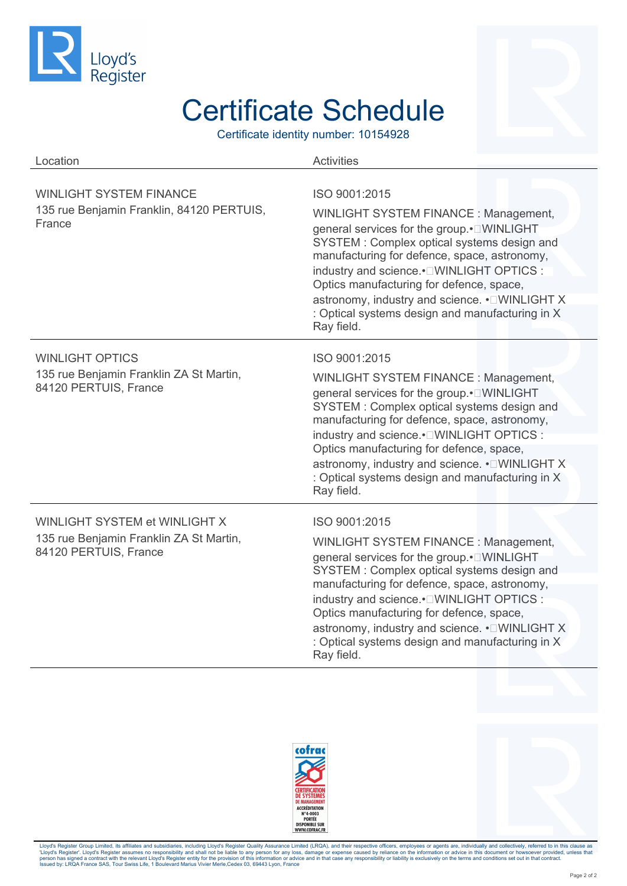# Certificate Schedule

Certificate identity number: 10154928

| Location | Activities |
|---|---|
| WINLIGHT SYSTEM FINANCE<br>135 rue Benjamin Franklin, 84120 PERTUIS, France | ISO 9001:2015<br>WINLIGHT SYSTEM FINANCE : Management, general services for the group.• WINLIGHT SYSTEM : Complex optical systems design and manufacturing for defence, space, astronomy, industry and science.• WINLIGHT OPTICS : Optics manufacturing for defence, space, astronomy, industry and science. • WINLIGHT X : Optical systems design and manufacturing in X Ray field. |
| WINLIGHT OPTICS<br>135 rue Benjamin Franklin ZA St Martin, 84120 PERTUIS, France | ISO 9001:2015<br>WINLIGHT SYSTEM FINANCE : Management, general services for the group.• WINLIGHT SYSTEM : Complex optical systems design and manufacturing for defence, space, astronomy, industry and science.• WINLIGHT OPTICS : Optics manufacturing for defence, space, astronomy, industry and science. • WINLIGHT X : Optical systems design and manufacturing in X Ray field. |
| WINLIGHT SYSTEM et WINLIGHT X<br>135 rue Benjamin Franklin ZA St Martin, 84120 PERTUIS, France | ISO 9001:2015<br>WINLIGHT SYSTEM FINANCE : Management, general services for the group.• WINLIGHT SYSTEM : Complex optical systems design and manufacturing for defence, space, astronomy, industry and science.• WINLIGHT OPTICS : Optics manufacturing for defence, space, astronomy, industry and science. • WINLIGHT X : Optical systems design and manufacturing in X Ray field. |

cofrac
CERTIFICATION DE SYSTEMES DE MANAGEMENT
ACCRÉDITATION N°4-0003
PORTÉE DISPONIBLE SUR WWW.COFRAC.FR

Lloyd's Register Group Limited, its affiliates and subsidiaries, including Lloyd's Register Quality Assurance Limited (LRQA), and their respective officers, employees or agents are, individually and collectively, referred to in this clause as 'Lloyd's Register'. Lloyd's Register assumes no responsibility and shall not be liable to any person for any loss, damage or expense caused by reliance on the information or advice in this document or howsoever provided, unless that person has signed a contract with the relevant Lloyd's Register entity for the provision of this information or advice and in that case any responsibility or liability is exclusively on the terms and conditions set out in that contract.
Issued by: LRQA France SAS, Tour Swiss Life, 1 Boulevard Marius Vivier Merle,Cedex 03, 69443 Lyon, France